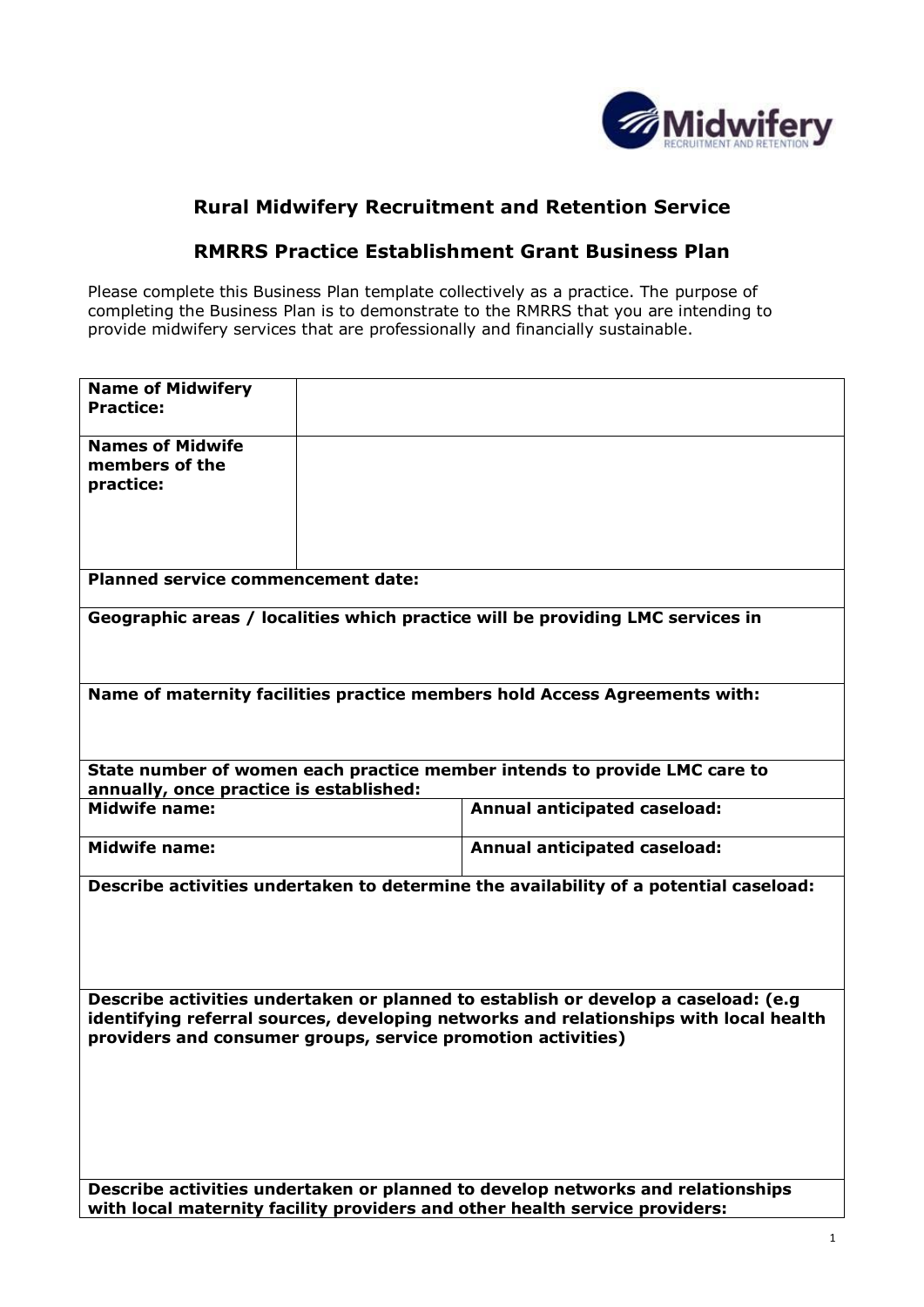## Rural Midwifery Recruitment and Retention Service

## RMRRS Practice Establishment Grant Business Plan

Please complete this Business Plan template collectively as a practice. The purpose of completing the Business Plan is to demonstrate to the RMRRS that you are intending to provide midwifery services that are professionally and financially sustainable.

| **Name of Midwifery Practice:** | |
|---|---|
| **Names of Midwife members of the practice:** | |
| **Planned service commencement date:** | |
| **Geographic areas / localities which practice will be providing LMC services in** | |
| **Name of maternity facilities practice members hold Access Agreements with:** | |
| **State number of women each practice member intends to provide LMC care to annually, once practice is established:** | |
| **Midwife name:** | **Annual anticipated caseload:** |
| **Midwife name:** | **Annual anticipated caseload:** |
| **Describe activities undertaken to determine the availability of a potential caseload:** | |
| **Describe activities undertaken or planned to establish or develop a caseload: (e.g identifying referral sources, developing networks and relationships with local health providers and consumer groups, service promotion activities)** | |
| **Describe activities undertaken or planned to develop networks and relationships with local maternity facility providers and other health service providers:** | |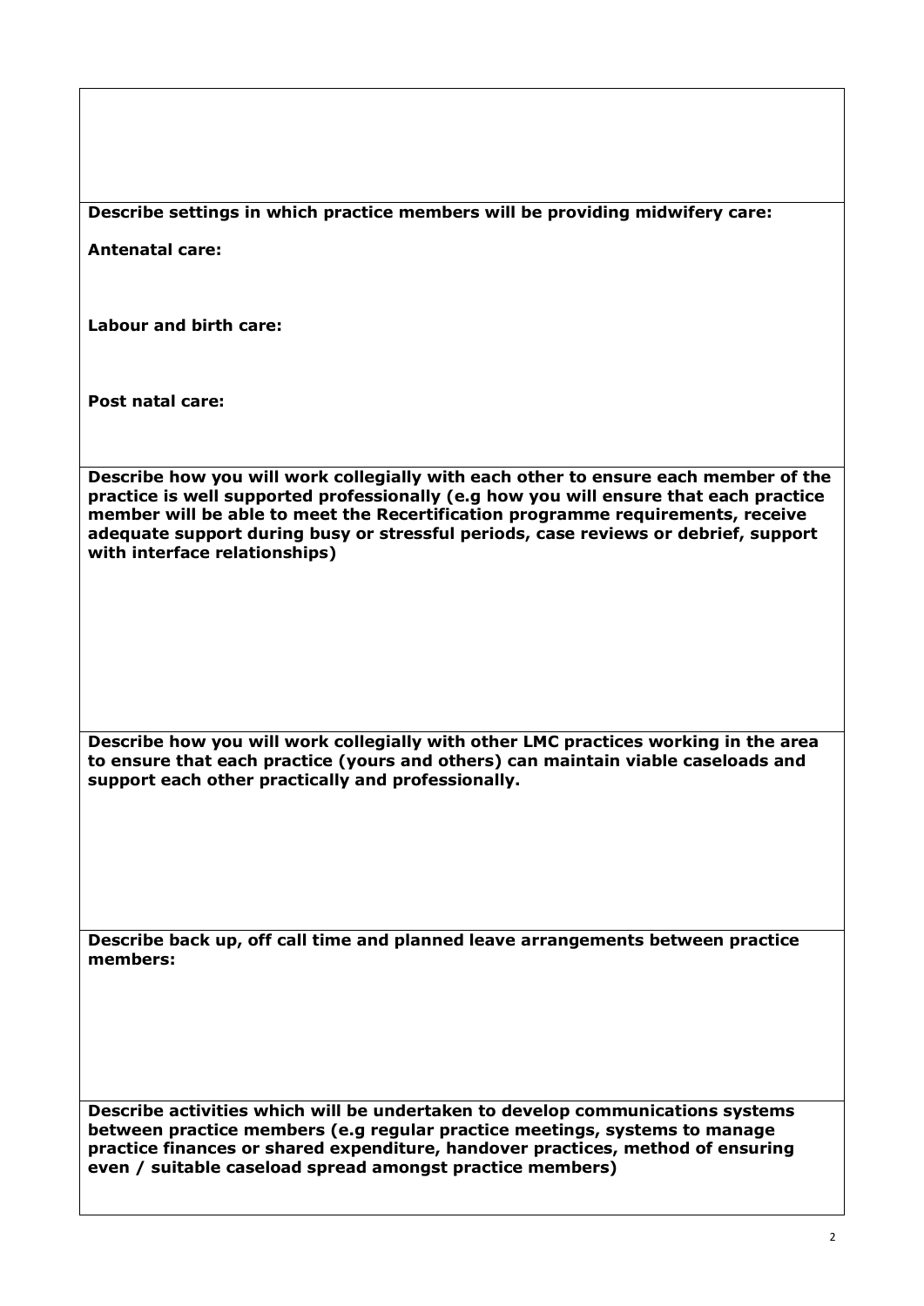**Describe settings in which practice members will be providing midwifery care:**

**Antenatal care:**

**Labour and birth care:**

**Post natal care:**

**Describe how you will work collegially with each other to ensure each member of the practice is well supported professionally (e.g how you will ensure that each practice member will be able to meet the Recertification programme requirements, receive adequate support during busy or stressful periods, case reviews or debrief, support with interface relationships)**

**Describe how you will work collegially with other LMC practices working in the area to ensure that each practice (yours and others) can maintain viable caseloads and support each other practically and professionally.**

**Describe back up, off call time and planned leave arrangements between practice members:**

**Describe activities which will be undertaken to develop communications systems between practice members (e.g regular practice meetings, systems to manage practice finances or shared expenditure, handover practices, method of ensuring even / suitable caseload spread amongst practice members)**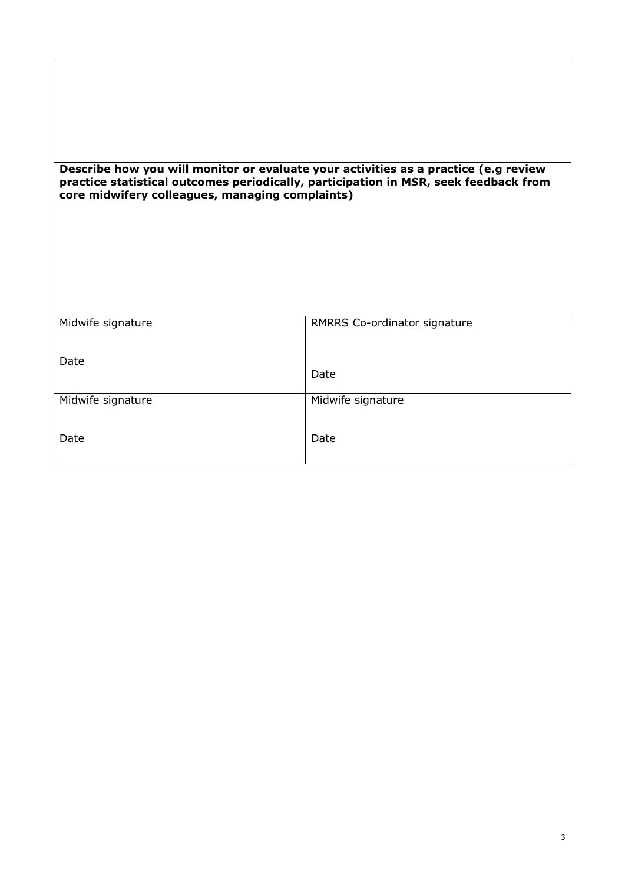**Describe how you will monitor or evaluate your activities as a practice (e.g review practice statistical outcomes periodically, participation in MSR, seek feedback from core midwifery colleagues, managing complaints)**

| Midwife signature<br><br>Date | RMRRS Co-ordinator signature<br><br>Date |
| --- | --- |
| Midwife signature<br><br>Date | Midwife signature<br><br>Date |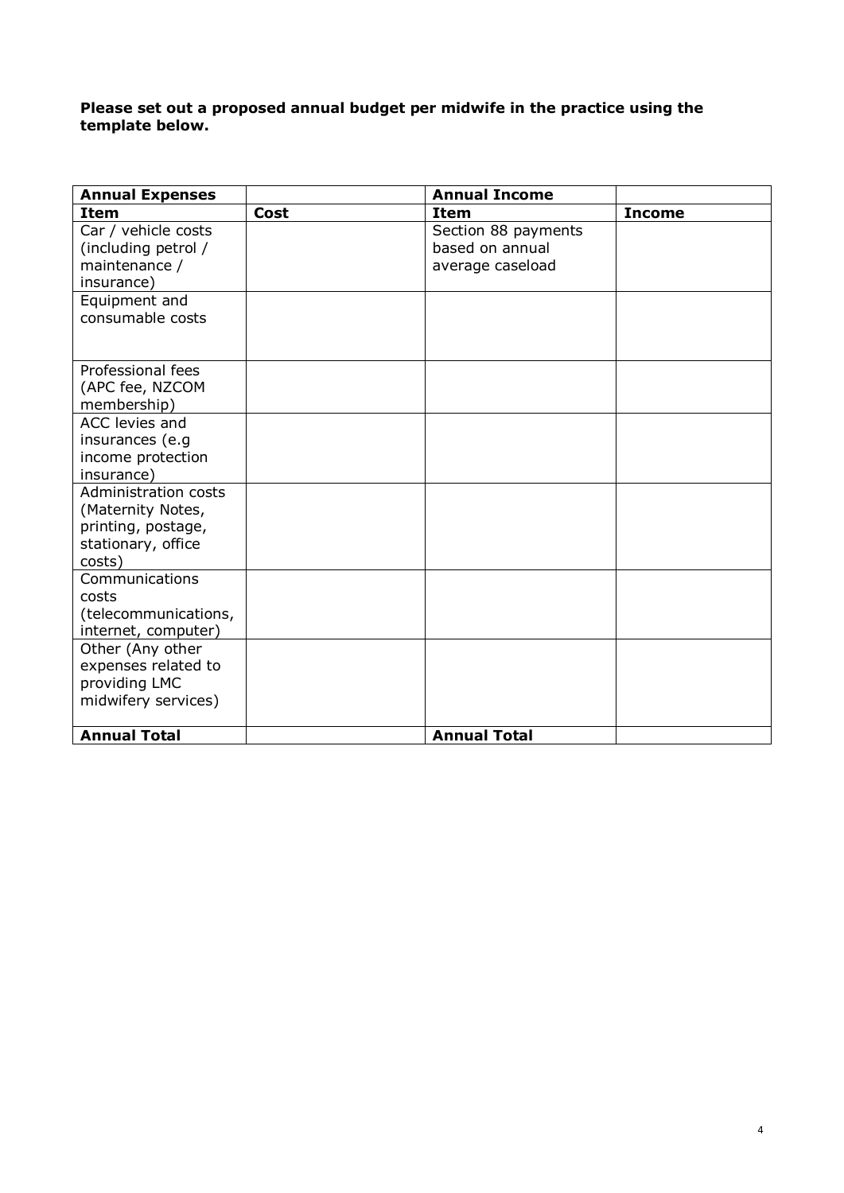**Please set out a proposed annual budget per midwife in the practice using the template below.**

| **Annual Expenses** | | **Annual Income** | |
|---|---|---|---|
| **Item** | **Cost** | **Item** | **Income** |
| Car / vehicle costs (including petrol / maintenance / insurance) | | Section 88 payments based on annual average caseload | |
| Equipment and consumable costs | | | |
| Professional fees (APC fee, NZCOM membership) | | | |
| ACC levies and insurances (e.g income protection insurance) | | | |
| Administration costs (Maternity Notes, printing, postage, stationary, office costs) | | | |
| Communications costs (telecommunications, internet, computer) | | | |
| Other (Any other expenses related to providing LMC midwifery services) | | | |
| **Annual Total** | | **Annual Total** | |